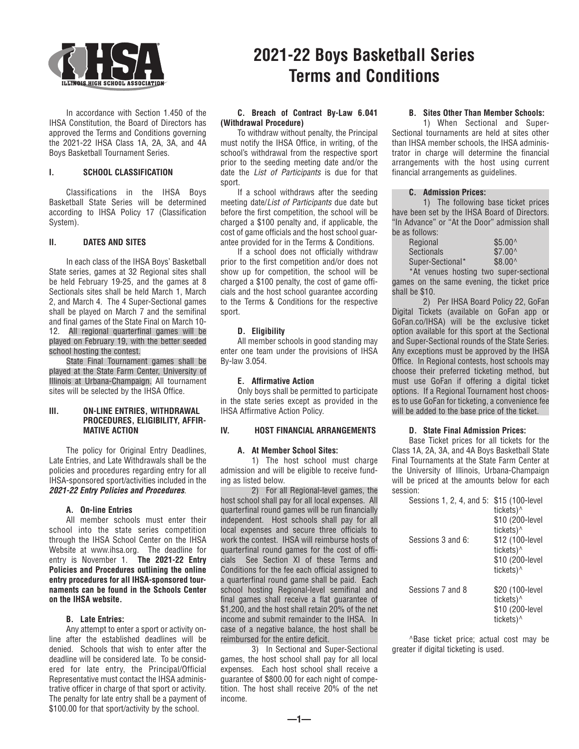# 2021-22 Boys Basketball Series Terms and Conditions

In accordance with Section 1.450 of the IHSA Constitution, the Board of Directors has approved the Terms and Conditions governing the 2021-22 IHSA Class 1A, 2A, 3A, and 4A Boys Basketball Tournament Series.

## I. SCHOOL CLASSIFICATION

Classifications in the IHSA Boys Basketball State Series will be determined according to IHSA Policy 17 (Classification System).

## II. DATES AND SITES

In each class of the IHSA Boys' Basketball State series, games at 32 Regional sites shall be held February 19-25, and the games at 8 Sectionals sites shall be held March 1, March 2, and March 4. The 4 Super-Sectional games shall be played on March 7 and the semifinal and final games of the State Final on March 10-12. All regional quarterfinal games will be played on February 19, with the better seeded school hosting the contest.

State Final Tournament games shall be played at the State Farm Center, University of Illinois at Urbana-Champaign. All tournament sites will be selected by the IHSA Office.

## III. ON-LINE ENTRIES, WITHDRAWAL PROCEDURES, ELIGIBILITY, AFFIRMATIVE ACTION

The policy for Original Entry Deadlines, Late Entries, and Late Withdrawals shall be the policies and procedures regarding entry for all IHSA-sponsored sport/activities included in the ***2021-22 Entry Policies and Procedures***.

### A. On-line Entries

All member schools must enter their school into the state series competition through the IHSA School Center on the IHSA Website at www.ihsa.org. The deadline for entry is November 1. **The 2021-22 Entry Policies and Procedures outlining the online entry procedures for all IHSA-sponsored tournaments can be found in the Schools Center on the IHSA website.**

### B. Late Entries:

Any attempt to enter a sport or activity online after the established deadlines will be denied. Schools that wish to enter after the deadline will be considered late. To be considered for late entry, the Principal/Official Representative must contact the IHSA administrative officer in charge of that sport or activity. The penalty for late entry shall be a payment of $100.00 for that sport/activity by the school.

### C. Breach of Contract By-Law 6.041 (Withdrawal Procedure)

To withdraw without penalty, the Principal must notify the IHSA Office, in writing, of the school's withdrawal from the respective sport prior to the seeding meeting date and/or the date the *List of Participants* is due for that sport.

If a school withdraws after the seeding meeting date/*List of Participants* due date but before the first competition, the school will be charged a $100 penalty and, if applicable, the cost of game officials and the host school guarantee provided for in the Terms & Conditions.

If a school does not officially withdraw prior to the first competition and/or does not show up for competition, the school will be charged a $100 penalty, the cost of game officials and the host school guarantee according to the Terms & Conditions for the respective sport.

### D. Eligibility

All member schools in good standing may enter one team under the provisions of IHSA By-law 3.054.

### E. Affirmative Action

Only boys shall be permitted to participate in the state series except as provided in the IHSA Affirmative Action Policy.

## IV. HOST FINANCIAL ARRANGEMENTS

### A. At Member School Sites:

1) The host school must charge admission and will be eligible to receive funding as listed below.

2) For all Regional-level games, the host school shall pay for all local expenses. All quarterfinal round games will be run financially independent. Host schools shall pay for all local expenses and secure three officials to work the contest. IHSA will reimburse hosts of quarterfinal round games for the cost of officials See Section XI of these Terms and Conditions for the fee each official assigned to a quarterfinal round game shall be paid. Each school hosting Regional-level semifinal and final games shall receive a flat guarantee of $1,200, and the host shall retain 20% of the net income and submit remainder to the IHSA. In case of a negative balance, the host shall be reimbursed for the entire deficit.

3) In Sectional and Super-Sectional games, the host school shall pay for all local expenses. Each host school shall receive a guarantee of $800.00 for each night of competition. The host shall receive 20% of the net income.

### B. Sites Other Than Member Schools:

1) When Sectional and Super-Sectional tournaments are held at sites other than IHSA member schools, the IHSA administrator in charge will determine the financial arrangements with the host using current financial arrangements as guidelines.

### C. Admission Prices:

1) The following base ticket prices have been set by the IHSA Board of Directors. "In Advance" or "At the Door" admission shall be as follows:

| | |
|---|---|
| Regional | $5.00^ |
| Sectionals | $7.00^ |
| Super-Sectional* | $8.00^ |

*At venues hosting two super-sectional games on the same evening, the ticket price shall be $10.

2) Per IHSA Board Policy 22, GoFan Digital Tickets (available on GoFan app or GoFan.co/IHSA) will be the exclusive ticket option available for this sport at the Sectional and Super-Sectional rounds of the State Series. Any exceptions must be approved by the IHSA Office. In Regional contests, host schools may choose their preferred ticketing method, but must use GoFan if offering a digital ticket options. If a Regional Tournament host chooses to use GoFan for ticketing, a convenience fee will be added to the base price of the ticket.

### D. State Final Admission Prices:

Base Ticket prices for all tickets for the Class 1A, 2A, 3A, and 4A Boys Basketball State Final Tournaments at the State Farm Center at the University of Illinois, Urbana-Champaign will be priced at the amounts below for each session:

| | |
|---|---|
| Sessions 1, 2, 4, and 5: | $15 (100-level tickets)^ <br> $10 (200-level tickets)^ |
| Sessions 3 and 6: | $12 (100-level tickets)^ <br> $10 (200-level tickets)^ |
| Sessions 7 and 8 | $20 (100-level tickets)^ <br> $10 (200-level tickets)^ |

^Base ticket price; actual cost may be greater if digital ticketing is used.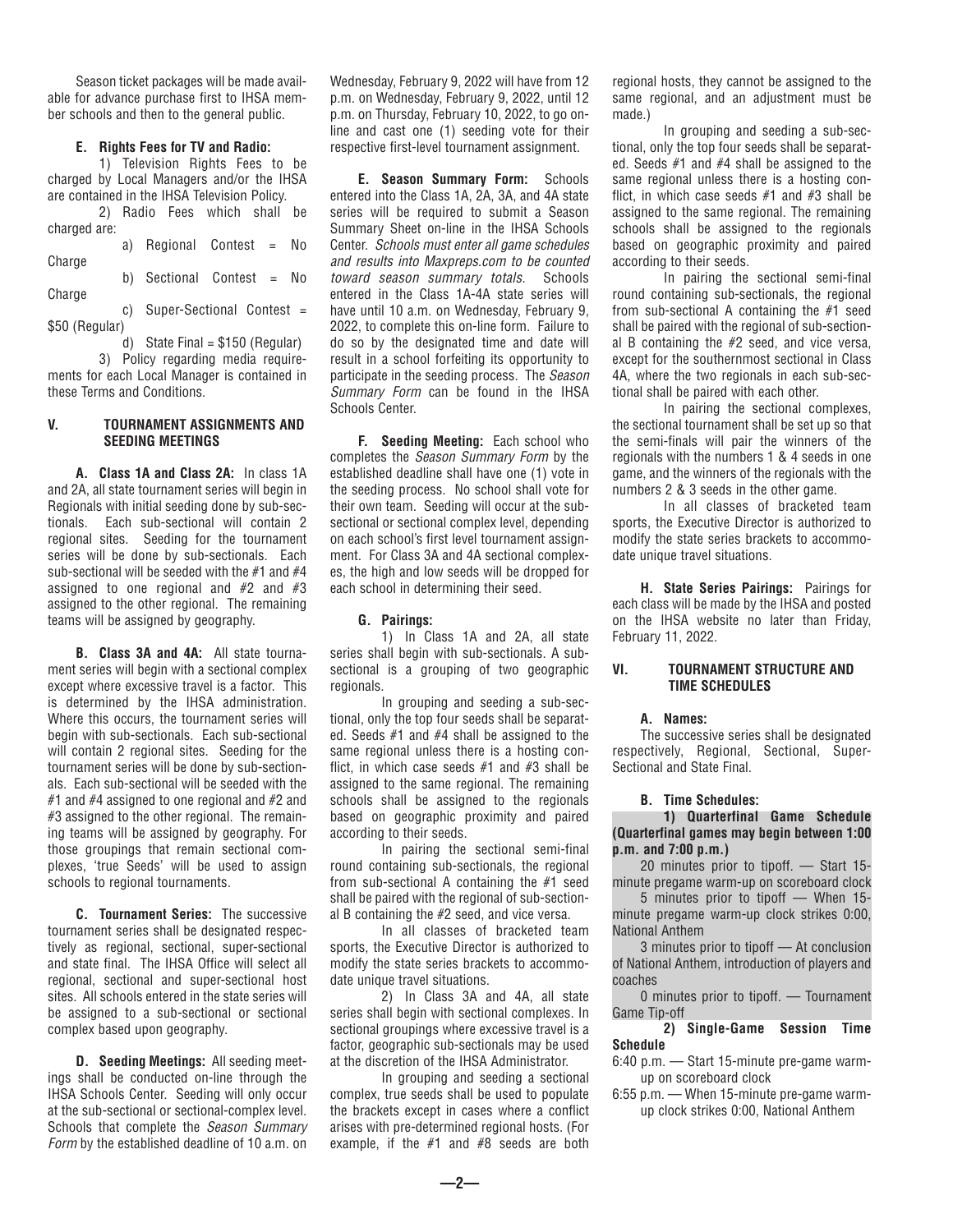Season ticket packages will be made available for advance purchase first to IHSA member schools and then to the general public.

**E. Rights Fees for TV and Radio:**

1) Television Rights Fees to be charged by Local Managers and/or the IHSA are contained in the IHSA Television Policy.

2) Radio Fees which shall be charged are:

a) Regional Contest = No Charge

b) Sectional Contest = No Charge

c) Super-Sectional Contest = $50 (Regular)

d) State Final = $150 (Regular)

3) Policy regarding media requirements for each Local Manager is contained in these Terms and Conditions.

## V. TOURNAMENT ASSIGNMENTS AND SEEDING MEETINGS

**A. Class 1A and Class 2A:** In class 1A and 2A, all state tournament series will begin in Regionals with initial seeding done by sub-sectionals. Each sub-sectional will contain 2 regional sites. Seeding for the tournament series will be done by sub-sectionals. Each sub-sectional will be seeded with the #1 and #4 assigned to one regional and #2 and #3 assigned to the other regional. The remaining teams will be assigned by geography.

**B. Class 3A and 4A:** All state tournament series will begin with a sectional complex except where excessive travel is a factor. This is determined by the IHSA administration. Where this occurs, the tournament series will begin with sub-sectionals. Each sub-sectional will contain 2 regional sites. Seeding for the tournament series will be done by sub-sectionals. Each sub-sectional will be seeded with the #1 and #4 assigned to one regional and #2 and #3 assigned to the other regional. The remaining teams will be assigned by geography. For those groupings that remain sectional complexes, 'true Seeds' will be used to assign schools to regional tournaments.

**C. Tournament Series:** The successive tournament series shall be designated respectively as regional, sectional, super-sectional and state final. The IHSA Office will select all regional, sectional and super-sectional host sites. All schools entered in the state series will be assigned to a sub-sectional or sectional complex based upon geography.

**D. Seeding Meetings:** All seeding meetings shall be conducted on-line through the IHSA Schools Center. Seeding will only occur at the sub-sectional or sectional-complex level. Schools that complete the *Season Summary Form* by the established deadline of 10 a.m. on Wednesday, February 9, 2022 will have from 12 p.m. on Wednesday, February 9, 2022, until 12 p.m. on Thursday, February 10, 2022, to go online and cast one (1) seeding vote for their respective first-level tournament assignment.

**E. Season Summary Form:** Schools entered into the Class 1A, 2A, 3A, and 4A state series will be required to submit a Season Summary Sheet on-line in the IHSA Schools Center. *Schools must enter all game schedules and results into Maxpreps.com to be counted toward season summary totals.* Schools entered in the Class 1A-4A state series will have until 10 a.m. on Wednesday, February 9, 2022, to complete this on-line form. Failure to do so by the designated time and date will result in a school forfeiting its opportunity to participate in the seeding process. The *Season Summary Form* can be found in the IHSA Schools Center.

**F. Seeding Meeting:** Each school who completes the *Season Summary Form* by the established deadline shall have one (1) vote in the seeding process. No school shall vote for their own team. Seeding will occur at the sub-sectional or sectional complex level, depending on each school's first level tournament assignment. For Class 3A and 4A sectional complexes, the high and low seeds will be dropped for each school in determining their seed.

**G. Pairings:**

1) In Class 1A and 2A, all state series shall begin with sub-sectionals. A sub-sectional is a grouping of two geographic regionals.

In grouping and seeding a sub-sectional, only the top four seeds shall be separated. Seeds #1 and #4 shall be assigned to the same regional unless there is a hosting conflict, in which case seeds #1 and #3 shall be assigned to the same regional. The remaining schools shall be assigned to the regionals based on geographic proximity and paired according to their seeds.

In pairing the sectional semi-final round containing sub-sectionals, the regional from sub-sectional A containing the #1 seed shall be paired with the regional of sub-sectional B containing the #2 seed, and vice versa.

In all classes of bracketed team sports, the Executive Director is authorized to modify the state series brackets to accommodate unique travel situations.

2) In Class 3A and 4A, all state series shall begin with sectional complexes. In sectional groupings where excessive travel is a factor, geographic sub-sectionals may be used at the discretion of the IHSA Administrator.

In grouping and seeding a sectional complex, true seeds shall be used to populate the brackets except in cases where a conflict arises with pre-determined regional hosts. (For example, if the #1 and #8 seeds are both regional hosts, they cannot be assigned to the same regional, and an adjustment must be made.)

In grouping and seeding a sub-sectional, only the top four seeds shall be separated. Seeds #1 and #4 shall be assigned to the same regional unless there is a hosting conflict, in which case seeds #1 and #3 shall be assigned to the same regional. The remaining schools shall be assigned to the regionals based on geographic proximity and paired according to their seeds.

In pairing the sectional semi-final round containing sub-sectionals, the regional from sub-sectional A containing the #1 seed shall be paired with the regional of sub-sectional B containing the #2 seed, and vice versa, except for the southernmost sectional in Class 4A, where the two regionals in each sub-sectional shall be paired with each other.

In pairing the sectional complexes, the sectional tournament shall be set up so that the semi-finals will pair the winners of the regionals with the numbers 1 & 4 seeds in one game, and the winners of the regionals with the numbers 2 & 3 seeds in the other game.

In all classes of bracketed team sports, the Executive Director is authorized to modify the state series brackets to accommodate unique travel situations.

**H. State Series Pairings:** Pairings for each class will be made by the IHSA and posted on the IHSA website no later than Friday, February 11, 2022.

## VI. TOURNAMENT STRUCTURE AND TIME SCHEDULES

**A. Names:**

The successive series shall be designated respectively, Regional, Sectional, Super-Sectional and State Final.

**B. Time Schedules:**

**1) Quarterfinal Game Schedule (Quarterfinal games may begin between 1:00 p.m. and 7:00 p.m.)**

20 minutes prior to tipoff. — Start 15-minute pregame warm-up on scoreboard clock

5 minutes prior to tipoff — When 15-minute pregame warm-up clock strikes 0:00, National Anthem

3 minutes prior to tipoff — At conclusion of National Anthem, introduction of players and coaches

0 minutes prior to tipoff. — Tournament Game Tip-off

**2) Single-Game Session Time Schedule**

6:40 p.m. — Start 15-minute pre-game warm-up on scoreboard clock

6:55 p.m. — When 15-minute pre-game warm-up clock strikes 0:00, National Anthem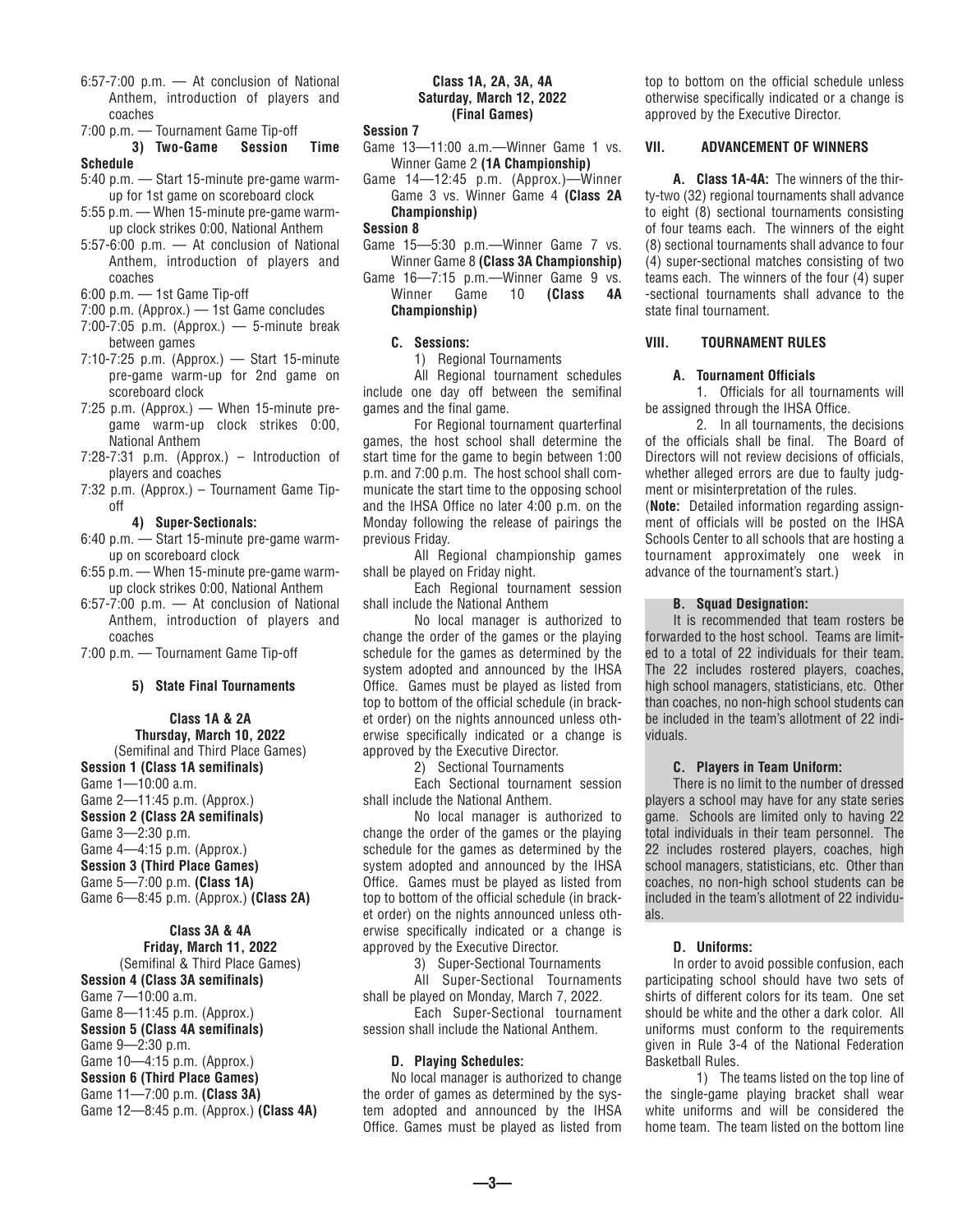- 6:57-7:00 p.m. — At conclusion of National Anthem, introduction of players and coaches
- 7:00 p.m. — Tournament Game Tip-off

**3) Two-Game Session Time Schedule**

- 5:40 p.m. — Start 15-minute pre-game warm-up for 1st game on scoreboard clock
- 5:55 p.m. — When 15-minute pre-game warm-up clock strikes 0:00, National Anthem
- 5:57-6:00 p.m. — At conclusion of National Anthem, introduction of players and coaches
- 6:00 p.m. — 1st Game Tip-off
- 7:00 p.m. (Approx.) — 1st Game concludes
- 7:00-7:05 p.m. (Approx.) — 5-minute break between games
- 7:10-7:25 p.m. (Approx.) — Start 15-minute pre-game warm-up for 2nd game on scoreboard clock
- 7:25 p.m. (Approx.) — When 15-minute pre-game warm-up clock strikes 0:00, National Anthem
- 7:28-7:31 p.m. (Approx.) – Introduction of players and coaches
- 7:32 p.m. (Approx.) – Tournament Game Tip-off

**4) Super-Sectionals:**

- 6:40 p.m. — Start 15-minute pre-game warm-up on scoreboard clock
- 6:55 p.m. — When 15-minute pre-game warm-up clock strikes 0:00, National Anthem
- 6:57-7:00 p.m. — At conclusion of National Anthem, introduction of players and coaches
- 7:00 p.m. — Tournament Game Tip-off

**5) State Final Tournaments**

**Class 1A & 2A**
**Thursday, March 10, 2022**
(Semifinal and Third Place Games)

**Session 1 (Class 1A semifinals)**
Game 1—10:00 a.m.
Game 2—11:45 p.m. (Approx.)

**Session 2 (Class 2A semifinals)**
Game 3—2:30 p.m.
Game 4—4:15 p.m. (Approx.)

**Session 3 (Third Place Games)**
Game 5—7:00 p.m. **(Class 1A)**
Game 6—8:45 p.m. (Approx.) **(Class 2A)**

**Class 3A & 4A**
**Friday, March 11, 2022**
(Semifinal & Third Place Games)

**Session 4 (Class 3A semifinals)**
Game 7—10:00 a.m.
Game 8—11:45 p.m. (Approx.)

**Session 5 (Class 4A semifinals)**
Game 9—2:30 p.m.
Game 10—4:15 p.m. (Approx.)

**Session 6 (Third Place Games)**
Game 11—7:00 p.m. **(Class 3A)**
Game 12—8:45 p.m. (Approx.) **(Class 4A)**

**Class 1A, 2A, 3A, 4A**
**Saturday, March 12, 2022**
**(Final Games)**

**Session 7**
Game 13—11:00 a.m.—Winner Game 1 vs. Winner Game 2 **(1A Championship)**
Game 14—12:45 p.m. (Approx.)—Winner Game 3 vs. Winner Game 4 **(Class 2A Championship)**

**Session 8**
Game 15—5:30 p.m.—Winner Game 7 vs. Winner Game 8 **(Class 3A Championship)**
Game 16—7:15 p.m.—Winner Game 9 vs. Winner Game 10 **(Class 4A Championship)**

**C. Sessions:**

1) Regional Tournaments

All Regional tournament schedules include one day off between the semifinal games and the final game.

For Regional tournament quarterfinal games, the host school shall determine the start time for the game to begin between 1:00 p.m. and 7:00 p.m. The host school shall communicate the start time to the opposing school and the IHSA Office no later 4:00 p.m. on the Monday following the release of pairings the previous Friday.

All Regional championship games shall be played on Friday night.

Each Regional tournament session shall include the National Anthem

No local manager is authorized to change the order of the games or the playing schedule for the games as determined by the system adopted and announced by the IHSA Office. Games must be played as listed from top to bottom of the official schedule (in bracket order) on the nights announced unless otherwise specifically indicated or a change is approved by the Executive Director.

2) Sectional Tournaments

Each Sectional tournament session shall include the National Anthem.

No local manager is authorized to change the order of the games or the playing schedule for the games as determined by the system adopted and announced by the IHSA Office. Games must be played as listed from top to bottom of the official schedule (in bracket order) on the nights announced unless otherwise specifically indicated or a change is approved by the Executive Director.

3) Super-Sectional Tournaments

All Super-Sectional Tournaments shall be played on Monday, March 7, 2022.

Each Super-Sectional tournament session shall include the National Anthem.

**D. Playing Schedules:**

No local manager is authorized to change the order of games as determined by the system adopted and announced by the IHSA Office. Games must be played as listed from top to bottom on the official schedule unless otherwise specifically indicated or a change is approved by the Executive Director.

## VII. ADVANCEMENT OF WINNERS

**A. Class 1A-4A:** The winners of the thirty-two (32) regional tournaments shall advance to eight (8) sectional tournaments consisting of four teams each. The winners of the eight (8) sectional tournaments shall advance to four (4) super-sectional matches consisting of two teams each. The winners of the four (4) super-sectional tournaments shall advance to the state final tournament.

## VIII. TOURNAMENT RULES

**A. Tournament Officials**

1. Officials for all tournaments will be assigned through the IHSA Office.

2. In all tournaments, the decisions of the officials shall be final. The Board of Directors will not review decisions of officials, whether alleged errors are due to faulty judgment or misinterpretation of the rules.

(**Note:** Detailed information regarding assignment of officials will be posted on the IHSA Schools Center to all schools that are hosting a tournament approximately one week in advance of the tournament's start.)

**B. Squad Designation:**

It is recommended that team rosters be forwarded to the host school. Teams are limited to a total of 22 individuals for their team. The 22 includes rostered players, coaches, high school managers, statisticians, etc. Other than coaches, no non-high school students can be included in the team's allotment of 22 individuals.

**C. Players in Team Uniform:**

There is no limit to the number of dressed players a school may have for any state series game. Schools are limited only to having 22 total individuals in their team personnel. The 22 includes rostered players, coaches, high school managers, statisticians, etc. Other than coaches, no non-high school students can be included in the team's allotment of 22 individuals.

**D. Uniforms:**

In order to avoid possible confusion, each participating school should have two sets of shirts of different colors for its team. One set should be white and the other a dark color. All uniforms must conform to the requirements given in Rule 3-4 of the National Federation Basketball Rules.

1) The teams listed on the top line of the single-game playing bracket shall wear white uniforms and will be considered the home team. The team listed on the bottom line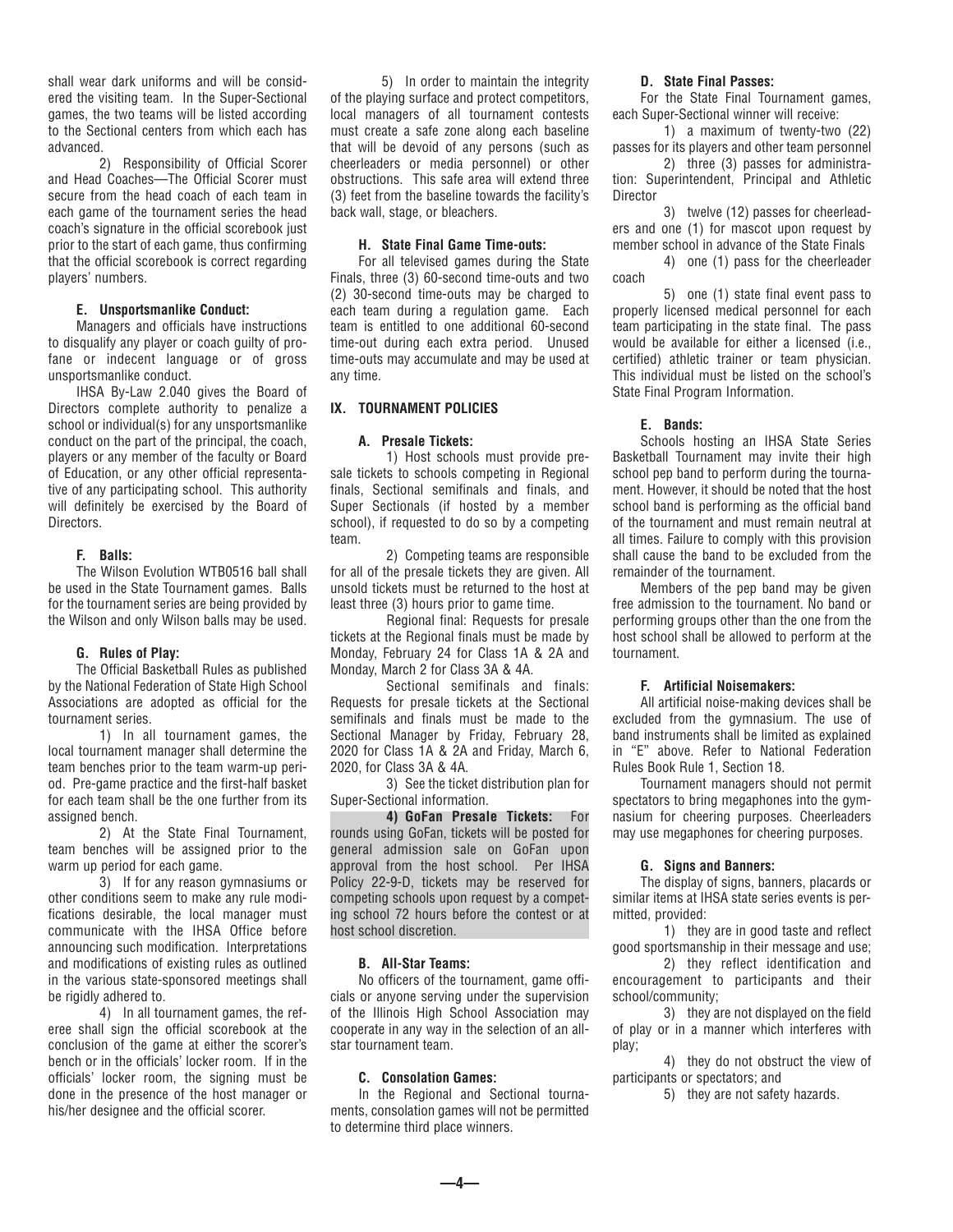shall wear dark uniforms and will be considered the visiting team. In the Super-Sectional games, the two teams will be listed according to the Sectional centers from which each has advanced.

2) Responsibility of Official Scorer and Head Coaches—The Official Scorer must secure from the head coach of each team in each game of the tournament series the head coach's signature in the official scorebook just prior to the start of each game, thus confirming that the official scorebook is correct regarding players' numbers.

#### E. Unsportsmanlike Conduct:

Managers and officials have instructions to disqualify any player or coach guilty of profane or indecent language or of gross unsportsmanlike conduct.

IHSA By-Law 2.040 gives the Board of Directors complete authority to penalize a school or individual(s) for any unsportsmanlike conduct on the part of the principal, the coach, players or any member of the faculty or Board of Education, or any other official representative of any participating school. This authority will definitely be exercised by the Board of Directors.

#### F. Balls:

The Wilson Evolution WTB0516 ball shall be used in the State Tournament games. Balls for the tournament series are being provided by the Wilson and only Wilson balls may be used.

#### G. Rules of Play:

The Official Basketball Rules as published by the National Federation of State High School Associations are adopted as official for the tournament series.

1) In all tournament games, the local tournament manager shall determine the team benches prior to the team warm-up period. Pre-game practice and the first-half basket for each team shall be the one further from its assigned bench.

2) At the State Final Tournament, team benches will be assigned prior to the warm up period for each game.

3) If for any reason gymnasiums or other conditions seem to make any rule modifications desirable, the local manager must communicate with the IHSA Office before announcing such modification. Interpretations and modifications of existing rules as outlined in the various state-sponsored meetings shall be rigidly adhered to.

4) In all tournament games, the referee shall sign the official scorebook at the conclusion of the game at either the scorer's bench or in the officials' locker room. If in the officials' locker room, the signing must be done in the presence of the host manager or his/her designee and the official scorer.

5) In order to maintain the integrity of the playing surface and protect competitors, local managers of all tournament contests must create a safe zone along each baseline that will be devoid of any persons (such as cheerleaders or media personnel) or other obstructions. This safe area will extend three (3) feet from the baseline towards the facility's back wall, stage, or bleachers.

#### H. State Final Game Time-outs:

For all televised games during the State Finals, three (3) 60-second time-outs and two (2) 30-second time-outs may be charged to each team during a regulation game. Each team is entitled to one additional 60-second time-out during each extra period. Unused time-outs may accumulate and may be used at any time.

### IX. TOURNAMENT POLICIES

#### A. Presale Tickets:

1) Host schools must provide presale tickets to schools competing in Regional finals, Sectional semifinals and finals, and Super Sectionals (if hosted by a member school), if requested to do so by a competing team.

2) Competing teams are responsible for all of the presale tickets they are given. All unsold tickets must be returned to the host at least three (3) hours prior to game time.

Regional final: Requests for presale tickets at the Regional finals must be made by Monday, February 24 for Class 1A & 2A and Monday, March 2 for Class 3A & 4A.

Sectional semifinals and finals: Requests for presale tickets at the Sectional semifinals and finals must be made to the Sectional Manager by Friday, February 28, 2020 for Class 1A & 2A and Friday, March 6, 2020, for Class 3A & 4A.

3) See the ticket distribution plan for Super-Sectional information.

**4) GoFan Presale Tickets:** For rounds using GoFan, tickets will be posted for general admission sale on GoFan upon approval from the host school. Per IHSA Policy 22-9-D, tickets may be reserved for competing schools upon request by a competing school 72 hours before the contest or at host school discretion.

#### B. All-Star Teams:

No officers of the tournament, game officials or anyone serving under the supervision of the Illinois High School Association may cooperate in any way in the selection of an all-star tournament team.

#### C. Consolation Games:

In the Regional and Sectional tournaments, consolation games will not be permitted to determine third place winners.

#### D. State Final Passes:

For the State Final Tournament games, each Super-Sectional winner will receive:

1) a maximum of twenty-two (22) passes for its players and other team personnel

2) three (3) passes for administration: Superintendent, Principal and Athletic Director

3) twelve (12) passes for cheerleaders and one (1) for mascot upon request by member school in advance of the State Finals

4) one (1) pass for the cheerleader coach

5) one (1) state final event pass to properly licensed medical personnel for each team participating in the state final. The pass would be available for either a licensed (i.e., certified) athletic trainer or team physician. This individual must be listed on the school's State Final Program Information.

#### E. Bands:

Schools hosting an IHSA State Series Basketball Tournament may invite their high school pep band to perform during the tournament. However, it should be noted that the host school band is performing as the official band of the tournament and must remain neutral at all times. Failure to comply with this provision shall cause the band to be excluded from the remainder of the tournament.

Members of the pep band may be given free admission to the tournament. No band or performing groups other than the one from the host school shall be allowed to perform at the tournament.

#### F. Artificial Noisemakers:

All artificial noise-making devices shall be excluded from the gymnasium. The use of band instruments shall be limited as explained in "E" above. Refer to National Federation Rules Book Rule 1, Section 18.

Tournament managers should not permit spectators to bring megaphones into the gymnasium for cheering purposes. Cheerleaders may use megaphones for cheering purposes.

#### G. Signs and Banners:

The display of signs, banners, placards or similar items at IHSA state series events is permitted, provided:

1) they are in good taste and reflect good sportsmanship in their message and use;

2) they reflect identification and encouragement to participants and their school/community;

3) they are not displayed on the field of play or in a manner which interferes with play;

4) they do not obstruct the view of participants or spectators; and

5) they are not safety hazards.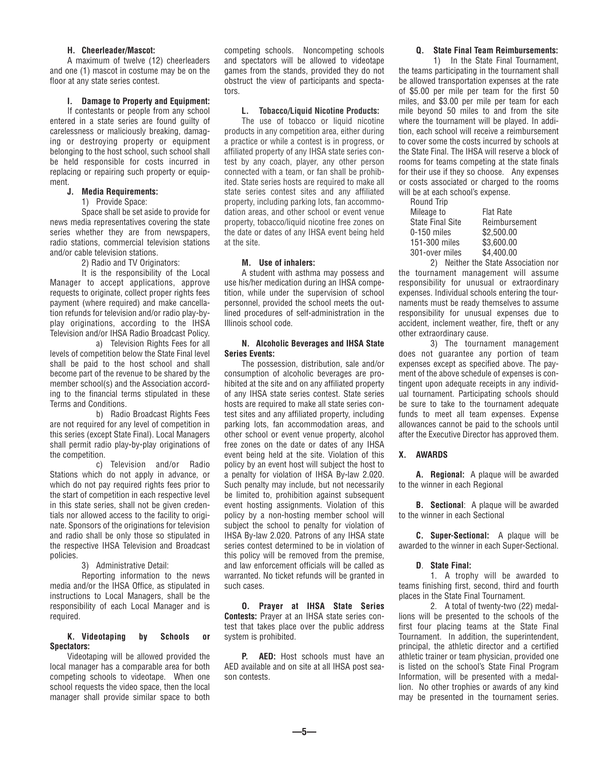#### H. Cheerleader/Mascot:

A maximum of twelve (12) cheerleaders and one (1) mascot in costume may be on the floor at any state series contest.

#### I. Damage to Property and Equipment:

If contestants or people from any school entered in a state series are found guilty of carelessness or maliciously breaking, damaging or destroying property or equipment belonging to the host school, such school shall be held responsible for costs incurred in replacing or repairing such property or equipment.

#### J. Media Requirements:

1) Provide Space:

Space shall be set aside to provide for news media representatives covering the state series whether they are from newspapers, radio stations, commercial television stations and/or cable television stations.

2) Radio and TV Originators:

It is the responsibility of the Local Manager to accept applications, approve requests to originate, collect proper rights fees payment (where required) and make cancellation refunds for television and/or radio play-by-play originations, according to the IHSA Television and/or IHSA Radio Broadcast Policy.

a) Television Rights Fees for all levels of competition below the State Final level shall be paid to the host school and shall become part of the revenue to be shared by the member school(s) and the Association according to the financial terms stipulated in these Terms and Conditions.

b) Radio Broadcast Rights Fees are not required for any level of competition in this series (except State Final). Local Managers shall permit radio play-by-play originations of the competition.

c) Television and/or Radio Stations which do not apply in advance, or which do not pay required rights fees prior to the start of competition in each respective level in this state series, shall not be given credentials nor allowed access to the facility to originate. Sponsors of the originations for television and radio shall be only those so stipulated in the respective IHSA Television and Broadcast policies.

3) Administrative Detail:

Reporting information to the news media and/or the IHSA Office, as stipulated in instructions to Local Managers, shall be the responsibility of each Local Manager and is required.

#### K. Videotaping by Schools or Spectators:

Videotaping will be allowed provided the local manager has a comparable area for both competing schools to videotape. When one school requests the video space, then the local manager shall provide similar space to both competing schools. Noncompeting schools and spectators will be allowed to videotape games from the stands, provided they do not obstruct the view of participants and spectators.

#### L. Tobacco/Liquid Nicotine Products:

The use of tobacco or liquid nicotine products in any competition area, either during a practice or while a contest is in progress, or affiliated property of any IHSA state series contest by any coach, player, any other person connected with a team, or fan shall be prohibited. State series hosts are required to make all state series contest sites and any affiliated property, including parking lots, fan accommodation areas, and other school or event venue property, tobacco/liquid nicotine free zones on the date or dates of any IHSA event being held at the site.

#### M. Use of inhalers:

A student with asthma may possess and use his/her medication during an IHSA competition, while under the supervision of school personnel, provided the school meets the outlined procedures of self-administration in the Illinois school code.

#### N. Alcoholic Beverages and IHSA State Series Events:

The possession, distribution, sale and/or consumption of alcoholic beverages are prohibited at the site and on any affiliated property of any IHSA state series contest. State series hosts are required to make all state series contest sites and any affiliated property, including parking lots, fan accommodation areas, and other school or event venue property, alcohol free zones on the date or dates of any IHSA event being held at the site. Violation of this policy by an event host will subject the host to a penalty for violation of IHSA By-law 2.020. Such penalty may include, but not necessarily be limited to, prohibition against subsequent event hosting assignments. Violation of this policy by a non-hosting member school will subject the school to penalty for violation of IHSA By-law 2.020. Patrons of any IHSA state series contest determined to be in violation of this policy will be removed from the premise, and law enforcement officials will be called as warranted. No ticket refunds will be granted in such cases.

**O. Prayer at IHSA State Series Contests:** Prayer at an IHSA state series contest that takes place over the public address system is prohibited.

**P. AED:** Host schools must have an AED available and on site at all IHSA post season contests.

#### Q. State Final Team Reimbursements:

1) In the State Final Tournament, the teams participating in the tournament shall be allowed transportation expenses at the rate of $5.00 per mile per team for the first 50 miles, and $3.00 per mile per team for each mile beyond 50 miles to and from the site where the tournament will be played. In addition, each school will receive a reimbursement to cover some the costs incurred by schools at the State Final. The IHSA will reserve a block of rooms for teams competing at the state finals for their use if they so choose. Any expenses or costs associated or charged to the rooms will be at each school's expense.

| Round Trip Mileage to State Final Site | Flat Rate Reimbursement |
|---|---|
| 0-150 miles | $2,500.00 |
| 151-300 miles | $3,600.00 |
| 301-over miles | $4,400.00 |

2) Neither the State Association nor the tournament management will assume responsibility for unusual or extraordinary expenses. Individual schools entering the tournaments must be ready themselves to assume responsibility for unusual expenses due to accident, inclement weather, fire, theft or any other extraordinary cause.

3) The tournament management does not guarantee any portion of team expenses except as specified above. The payment of the above schedule of expenses is contingent upon adequate receipts in any individual tournament. Participating schools should be sure to take to the tournament adequate funds to meet all team expenses. Expense allowances cannot be paid to the schools until after the Executive Director has approved them.

## X. AWARDS

**A. Regional:** A plaque will be awarded to the winner in each Regional

**B. Sectional**: A plaque will be awarded to the winner in each Sectional

**C. Super-Sectional:** A plaque will be awarded to the winner in each Super-Sectional.

#### D. State Final:

1. A trophy will be awarded to teams finishing first, second, third and fourth places in the State Final Tournament.

2. A total of twenty-two (22) medallions will be presented to the schools of the first four placing teams at the State Final Tournament. In addition, the superintendent, principal, the athletic director and a certified athletic trainer or team physician, provided one is listed on the school's State Final Program Information, will be presented with a medallion. No other trophies or awards of any kind may be presented in the tournament series.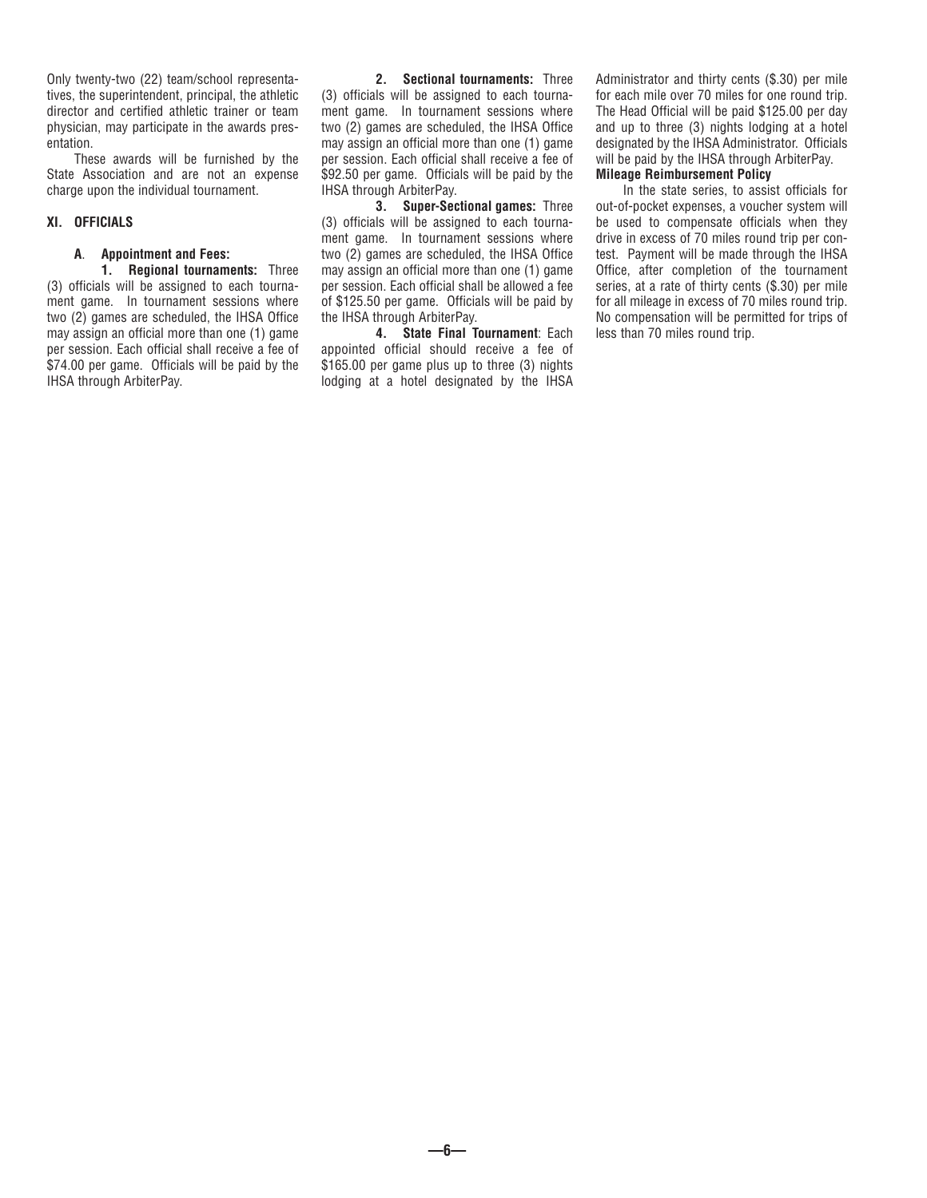Only twenty-two (22) team/school representatives, the superintendent, principal, the athletic director and certified athletic trainer or team physician, may participate in the awards presentation.

These awards will be furnished by the State Association and are not an expense charge upon the individual tournament.

## XI. OFFICIALS

### A. Appointment and Fees:

**1. Regional tournaments:** Three (3) officials will be assigned to each tournament game. In tournament sessions where two (2) games are scheduled, the IHSA Office may assign an official more than one (1) game per session. Each official shall receive a fee of $74.00 per game. Officials will be paid by the IHSA through ArbiterPay.

**2. Sectional tournaments:** Three (3) officials will be assigned to each tournament game. In tournament sessions where two (2) games are scheduled, the IHSA Office may assign an official more than one (1) game per session. Each official shall receive a fee of $92.50 per game. Officials will be paid by the IHSA through ArbiterPay.

**3. Super-Sectional games:** Three (3) officials will be assigned to each tournament game. In tournament sessions where two (2) games are scheduled, the IHSA Office may assign an official more than one (1) game per session. Each official shall be allowed a fee of $125.50 per game. Officials will be paid by the IHSA through ArbiterPay.

**4. State Final Tournament**: Each appointed official should receive a fee of $165.00 per game plus up to three (3) nights lodging at a hotel designated by the IHSA Administrator and thirty cents ($.30) per mile for each mile over 70 miles for one round trip. The Head Official will be paid $125.00 per day and up to three (3) nights lodging at a hotel designated by the IHSA Administrator. Officials will be paid by the IHSA through ArbiterPay.

**Mileage Reimbursement Policy**

In the state series, to assist officials for out-of-pocket expenses, a voucher system will be used to compensate officials when they drive in excess of 70 miles round trip per contest. Payment will be made through the IHSA Office, after completion of the tournament series, at a rate of thirty cents ($.30) per mile for all mileage in excess of 70 miles round trip. No compensation will be permitted for trips of less than 70 miles round trip.